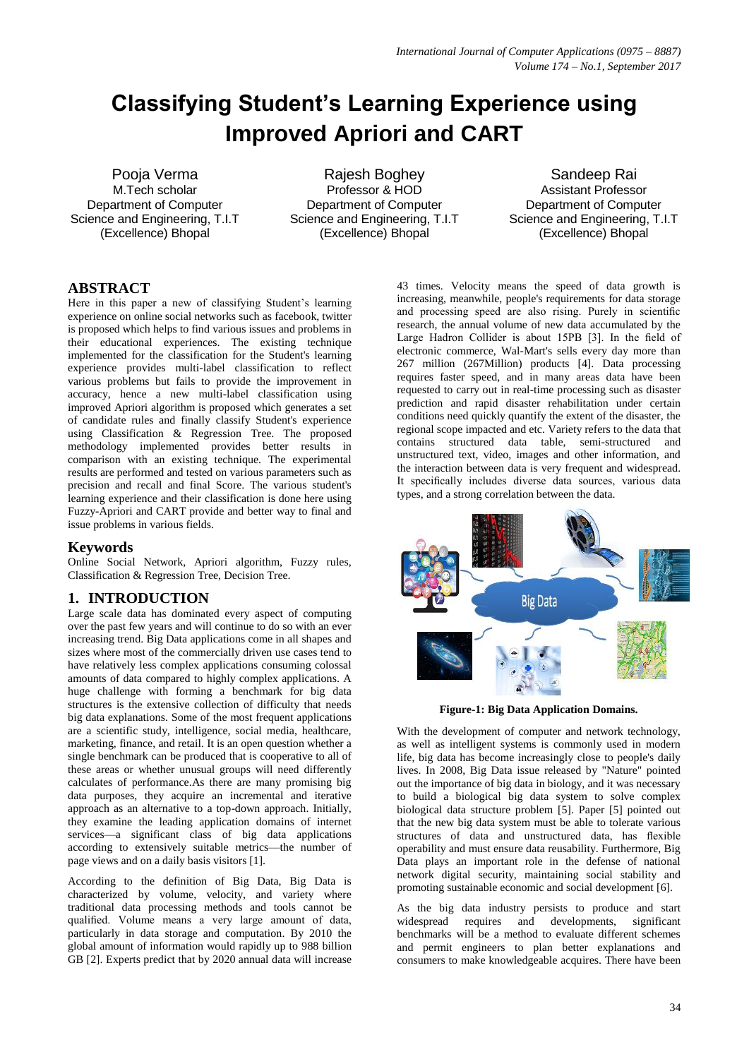# Classifying Student's Learning Experience using Improved Apriori and CART

Pooja Verma
M.Tech scholar
Department of Computer Science and Engineering, T.I.T (Excellence) Bhopal

Rajesh Boghey
Professor & HOD
Department of Computer Science and Engineering, T.I.T (Excellence) Bhopal

Sandeep Rai
Assistant Professor
Department of Computer Science and Engineering, T.I.T (Excellence) Bhopal

## ABSTRACT

Here in this paper a new of classifying Student's learning experience on online social networks such as facebook, twitter is proposed which helps to find various issues and problems in their educational experiences. The existing technique implemented for the classification for the Student's learning experience provides multi-label classification to reflect various problems but fails to provide the improvement in accuracy, hence a new multi-label classification using improved Apriori algorithm is proposed which generates a set of candidate rules and finally classify Student's experience using Classification & Regression Tree. The proposed methodology implemented provides better results in comparison with an existing technique. The experimental results are performed and tested on various parameters such as precision and recall and final Score. The various student's learning experience and their classification is done here using Fuzzy-Apriori and CART provide and better way to final and issue problems in various fields.

## Keywords

Online Social Network, Apriori algorithm, Fuzzy rules, Classification & Regression Tree, Decision Tree.

## 1. INTRODUCTION

Large scale data has dominated every aspect of computing over the past few years and will continue to do so with an ever increasing trend. Big Data applications come in all shapes and sizes where most of the commercially driven use cases tend to have relatively less complex applications consuming colossal amounts of data compared to highly complex applications. A huge challenge with forming a benchmark for big data structures is the extensive collection of difficulty that needs big data explanations. Some of the most frequent applications are a scientific study, intelligence, social media, healthcare, marketing, finance, and retail. It is an open question whether a single benchmark can be produced that is cooperative to all of these areas or whether unusual groups will need differently calculates of performance.As there are many promising big data purposes, they acquire an incremental and iterative approach as an alternative to a top-down approach. Initially, they examine the leading application domains of internet services—a significant class of big data applications according to extensively suitable metrics—the number of page views and on a daily basis visitors [1].

According to the definition of Big Data, Big Data is characterized by volume, velocity, and variety where traditional data processing methods and tools cannot be qualified. Volume means a very large amount of data, particularly in data storage and computation. By 2010 the global amount of information would rapidly up to 988 billion GB [2]. Experts predict that by 2020 annual data will increase 43 times. Velocity means the speed of data growth is increasing, meanwhile, people's requirements for data storage and processing speed are also rising. Purely in scientific research, the annual volume of new data accumulated by the Large Hadron Collider is about 15PB [3]. In the field of electronic commerce, Wal-Mart's sells every day more than 267 million (267Million) products [4]. Data processing requires faster speed, and in many areas data have been requested to carry out in real-time processing such as disaster prediction and rapid disaster rehabilitation under certain conditions need quickly quantify the extent of the disaster, the regional scope impacted and etc. Variety refers to the data that contains structured data table, semi-structured and unstructured text, video, images and other information, and the interaction between data is very frequent and widespread. It specifically includes diverse data sources, various data types, and a strong correlation between the data.

**Figure-1: Big Data Application Domains.**

With the development of computer and network technology, as well as intelligent systems is commonly used in modern life, big data has become increasingly close to people's daily lives. In 2008, Big Data issue released by "Nature" pointed out the importance of big data in biology, and it was necessary to build a biological big data system to solve complex biological data structure problem [5]. Paper [5] pointed out that the new big data system must be able to tolerate various structures of data and unstructured data, has flexible operability and must ensure data reusability. Furthermore, Big Data plays an important role in the defense of national network digital security, maintaining social stability and promoting sustainable economic and social development [6].

As the big data industry persists to produce and start widespread requires and developments, significant benchmarks will be a method to evaluate different schemes and permit engineers to plan better explanations and consumers to make knowledgeable acquires. There have been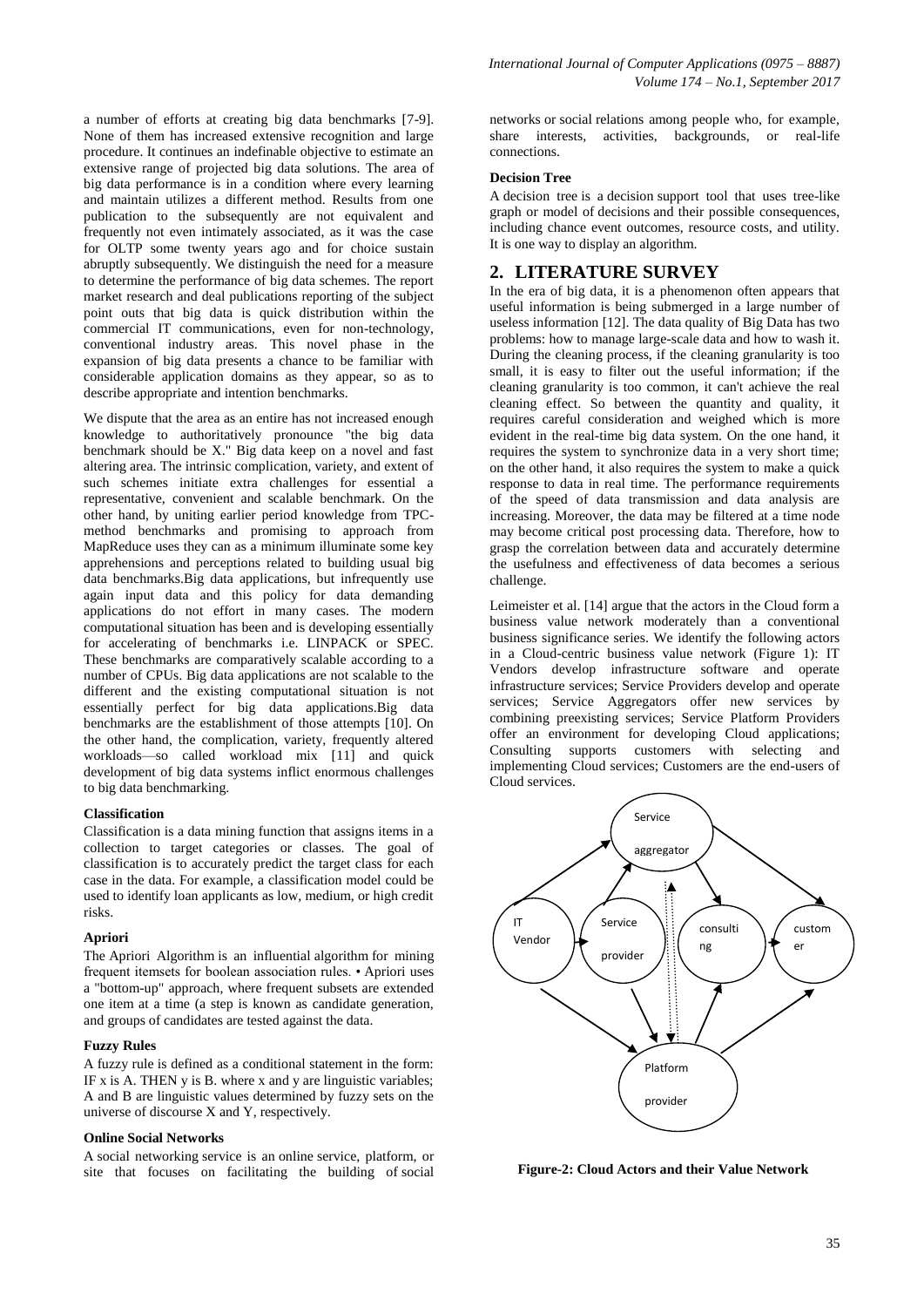a number of efforts at creating big data benchmarks [7-9]. None of them has increased extensive recognition and large procedure. It continues an indefinable objective to estimate an extensive range of projected big data solutions. The area of big data performance is in a condition where every learning and maintain utilizes a different method. Results from one publication to the subsequently are not equivalent and frequently not even intimately associated, as it was the case for OLTP some twenty years ago and for choice sustain abruptly subsequently. We distinguish the need for a measure to determine the performance of big data schemes. The report market research and deal publications reporting of the subject point outs that big data is quick distribution within the commercial IT communications, even for non-technology, conventional industry areas. This novel phase in the expansion of big data presents a chance to be familiar with considerable application domains as they appear, so as to describe appropriate and intention benchmarks.

We dispute that the area as an entire has not increased enough knowledge to authoritatively pronounce "the big data benchmark should be X." Big data keep on a novel and fast altering area. The intrinsic complication, variety, and extent of such schemes initiate extra challenges for essential a representative, convenient and scalable benchmark. On the other hand, by uniting earlier period knowledge from TPC-method benchmarks and promising to approach from MapReduce uses they can as a minimum illuminate some key apprehensions and perceptions related to building usual big data benchmarks.Big data applications, but infrequently use again input data and this policy for data demanding applications do not effort in many cases. The modern computational situation has been and is developing essentially for accelerating of benchmarks i.e. LINPACK or SPEC. These benchmarks are comparatively scalable according to a number of CPUs. Big data applications are not scalable to the different and the existing computational situation is not essentially perfect for big data applications.Big data benchmarks are the establishment of those attempts [10]. On the other hand, the complication, variety, frequently altered workloads—so called workload mix [11] and quick development of big data systems inflict enormous challenges to big data benchmarking.

#### Classification

Classification is a data mining function that assigns items in a collection to target categories or classes. The goal of classification is to accurately predict the target class for each case in the data. For example, a classification model could be used to identify loan applicants as low, medium, or high credit risks.

#### Apriori

The Apriori Algorithm is an influential algorithm for mining frequent itemsets for boolean association rules. • Apriori uses a "bottom-up" approach, where frequent subsets are extended one item at a time (a step is known as candidate generation, and groups of candidates are tested against the data.

#### Fuzzy Rules

A fuzzy rule is defined as a conditional statement in the form: IF x is A. THEN y is B. where x and y are linguistic variables; A and B are linguistic values determined by fuzzy sets on the universe of discourse X and Y, respectively.

#### Online Social Networks

A social networking service is an online service, platform, or site that focuses on facilitating the building of social networks or social relations among people who, for example, share interests, activities, backgrounds, or real-life connections.

#### Decision Tree

A decision tree is a decision support tool that uses tree-like graph or model of decisions and their possible consequences, including chance event outcomes, resource costs, and utility. It is one way to display an algorithm.

## 2. LITERATURE SURVEY

In the era of big data, it is a phenomenon often appears that useful information is being submerged in a large number of useless information [12]. The data quality of Big Data has two problems: how to manage large-scale data and how to wash it. During the cleaning process, if the cleaning granularity is too small, it is easy to filter out the useful information; if the cleaning granularity is too common, it can't achieve the real cleaning effect. So between the quantity and quality, it requires careful consideration and weighed which is more evident in the real-time big data system. On the one hand, it requires the system to synchronize data in a very short time; on the other hand, it also requires the system to make a quick response to data in real time. The performance requirements of the speed of data transmission and data analysis are increasing. Moreover, the data may be filtered at a time node may become critical post processing data. Therefore, how to grasp the correlation between data and accurately determine the usefulness and effectiveness of data becomes a serious challenge.

Leimeister et al. [14] argue that the actors in the Cloud form a business value network moderately than a conventional business significance series. We identify the following actors in a Cloud-centric business value network (Figure 1): IT Vendors develop infrastructure software and operate infrastructure services; Service Providers develop and operate services; Service Aggregators offer new services by combining preexisting services; Service Platform Providers offer an environment for developing Cloud applications; Consulting supports customers with selecting and implementing Cloud services; Customers are the end-users of Cloud services.

**Figure-2: Cloud Actors and their Value Network**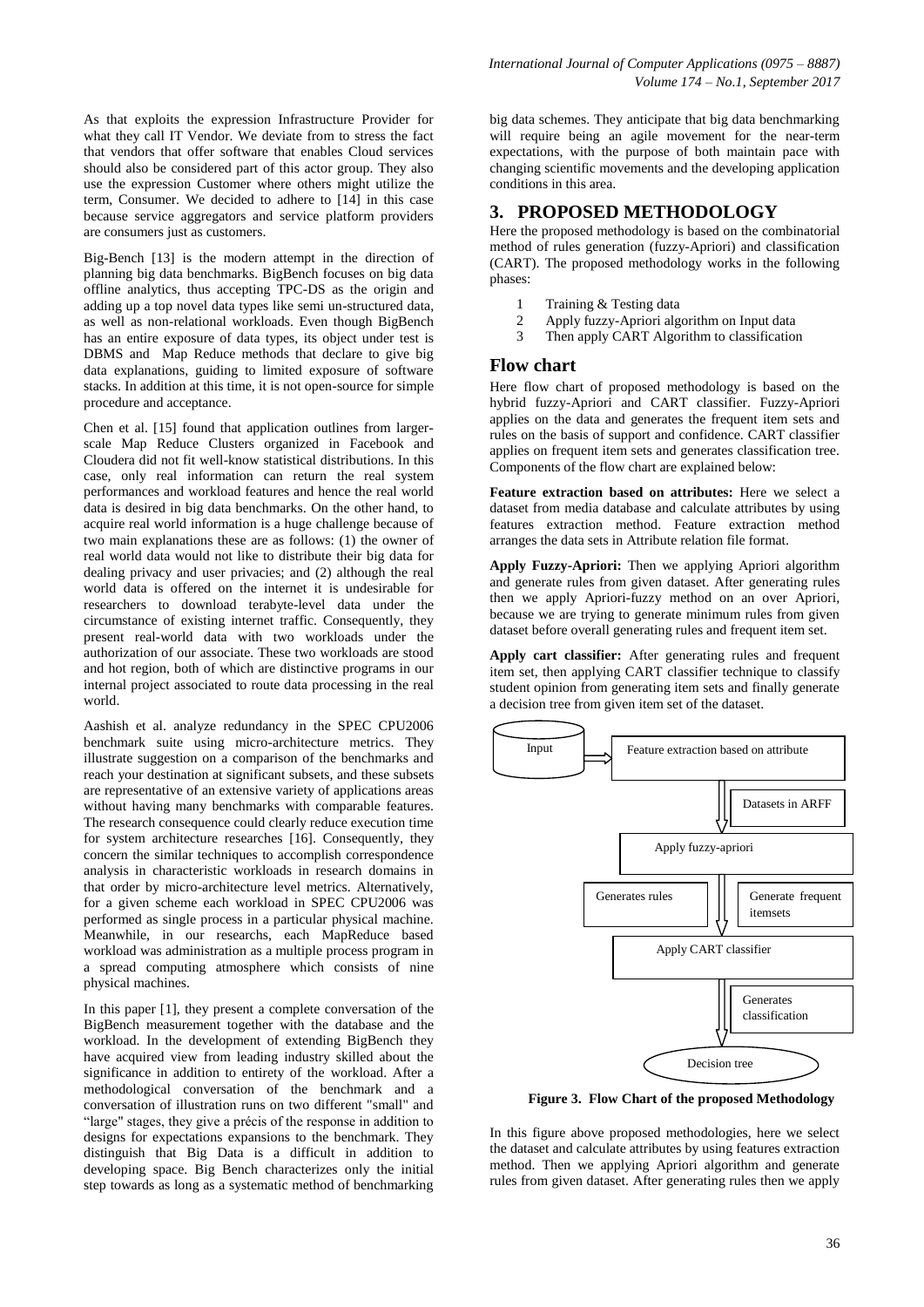As that exploits the expression Infrastructure Provider for what they call IT Vendor. We deviate from to stress the fact that vendors that offer software that enables Cloud services should also be considered part of this actor group. They also use the expression Customer where others might utilize the term, Consumer. We decided to adhere to [14] in this case because service aggregators and service platform providers are consumers just as customers.

Big-Bench [13] is the modern attempt in the direction of planning big data benchmarks. BigBench focuses on big data offline analytics, thus accepting TPC-DS as the origin and adding up a top novel data types like semi un-structured data, as well as non-relational workloads. Even though BigBench has an entire exposure of data types, its object under test is DBMS and Map Reduce methods that declare to give big data explanations, guiding to limited exposure of software stacks. In addition at this time, it is not open-source for simple procedure and acceptance.

Chen et al. [15] found that application outlines from larger-scale Map Reduce Clusters organized in Facebook and Cloudera did not fit well-know statistical distributions. In this case, only real information can return the real system performances and workload features and hence the real world data is desired in big data benchmarks. On the other hand, to acquire real world information is a huge challenge because of two main explanations these are as follows: (1) the owner of real world data would not like to distribute their big data for dealing privacy and user privacies; and (2) although the real world data is offered on the internet it is undesirable for researchers to download terabyte-level data under the circumstance of existing internet traffic. Consequently, they present real-world data with two workloads under the authorization of our associate. These two workloads are stood and hot region, both of which are distinctive programs in our internal project associated to route data processing in the real world.

Aashish et al. analyze redundancy in the SPEC CPU2006 benchmark suite using micro-architecture metrics. They illustrate suggestion on a comparison of the benchmarks and reach your destination at significant subsets, and these subsets are representative of an extensive variety of applications areas without having many benchmarks with comparable features. The research consequence could clearly reduce execution time for system architecture researches [16]. Consequently, they concern the similar techniques to accomplish correspondence analysis in characteristic workloads in research domains in that order by micro-architecture level metrics. Alternatively, for a given scheme each workload in SPEC CPU2006 was performed as single process in a particular physical machine. Meanwhile, in our researchs, each MapReduce based workload was administration as a multiple process program in a spread computing atmosphere which consists of nine physical machines.

In this paper [1], they present a complete conversation of the BigBench measurement together with the database and the workload. In the development of extending BigBench they have acquired view from leading industry skilled about the significance in addition to entirety of the workload. After a methodological conversation of the benchmark and a conversation of illustration runs on two different "small" and "large" stages, they give a précis of the response in addition to designs for expectations expansions to the benchmark. They distinguish that Big Data is a difficult in addition to developing space. Big Bench characterizes only the initial step towards as long as a systematic method of benchmarking big data schemes. They anticipate that big data benchmarking will require being an agile movement for the near-term expectations, with the purpose of both maintain pace with changing scientific movements and the developing application conditions in this area.

## 3. PROPOSED METHODOLOGY

Here the proposed methodology is based on the combinatorial method of rules generation (fuzzy-Apriori) and classification (CART). The proposed methodology works in the following phases:

1. Training & Testing data
2. Apply fuzzy-Apriori algorithm on Input data
3. Then apply CART Algorithm to classification

### Flow chart

Here flow chart of proposed methodology is based on the hybrid fuzzy-Apriori and CART classifier. Fuzzy-Apriori applies on the data and generates the frequent item sets and rules on the basis of support and confidence. CART classifier applies on frequent item sets and generates classification tree. Components of the flow chart are explained below:

**Feature extraction based on attributes:** Here we select a dataset from media database and calculate attributes by using features extraction method. Feature extraction method arranges the data sets in Attribute relation file format.

**Apply Fuzzy-Apriori:** Then we applying Apriori algorithm and generate rules from given dataset. After generating rules then we apply Apriori-fuzzy method on an over Apriori, because we are trying to generate minimum rules from given dataset before overall generating rules and frequent item set.

**Apply cart classifier:** After generating rules and frequent item set, then applying CART classifier technique to classify student opinion from generating item sets and finally generate a decision tree from given item set of the dataset.

Input → Feature extraction based on attribute → Datasets in ARFF → Apply fuzzy-apriori → Generates rules / Generate frequent itemsets → Apply CART classifier → Generates classification → Decision tree

**Figure 3. Flow Chart of the proposed Methodology**

In this figure above proposed methodologies, here we select the dataset and calculate attributes by using features extraction method. Then we applying Apriori algorithm and generate rules from given dataset. After generating rules then we apply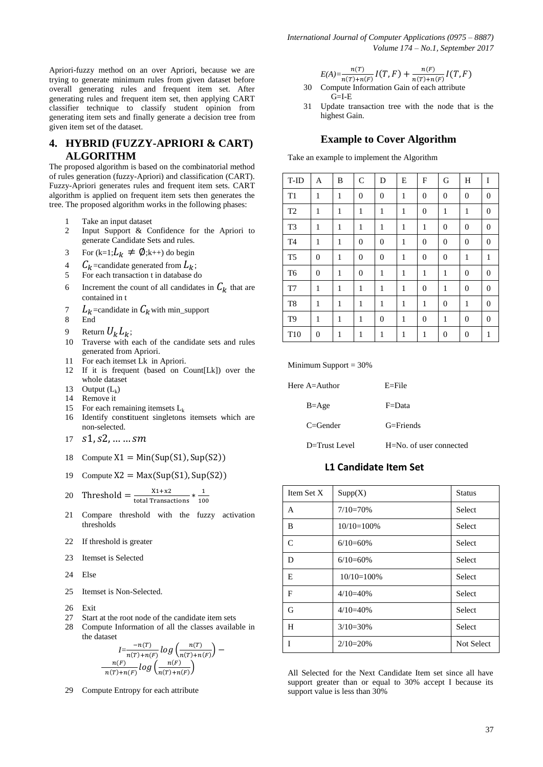Apriori-fuzzy method on an over Apriori, because we are trying to generate minimum rules from given dataset before overall generating rules and frequent item set. After generating rules and frequent item set, then applying CART classifier technique to classify student opinion from generating item sets and finally generate a decision tree from given item set of the dataset.

## 4. HYBRID (FUZZY-APRIORI & CART) ALGORITHM

The proposed algorithm is based on the combinatorial method of rules generation (fuzzy-Apriori) and classification (CART). Fuzzy-Apriori generates rules and frequent item sets. CART algorithm is applied on frequent item sets then generates the tree. The proposed algorithm works in the following phases:

1. Take an input dataset
2. Input Support & Confidence for the Apriori to generate Candidate Sets and rules.
3. For (k=1; $L_k \neq \emptyset$;k++) do begin
4. $C_k$=candidate generated from $L_k$;
5. For each transaction t in database do
6. Increment the count of all candidates in $C_k$ that are contained in t
7. $L_k$=candidate in $C_k$ with min_support
8. End
9. Return $U_k L_k$;
10. Traverse with each of the candidate sets and rules generated from Apriori.
11. For each itemset Lk in Apriori.
12. If it is frequent (based on Count[Lk]) over the whole dataset
13. Output ($L_k$)
14. Remove it
15. For each remaining itemsets $L_k$
16. Identify constituent singletons itemsets which are non-selected.
17. $s1, s2, \ldots \ldots sm$
18. Compute $X1 = \text{Min}(\text{Sup}(S1), \text{Sup}(S2))$
19. Compute $X2 = \text{Max}(\text{Sup}(S1), \text{Sup}(S2))$
20. $\text{Threshold} = \frac{X1+x2}{\text{total Transactions}} * \frac{1}{100}$
21. Compare threshold with the fuzzy activation thresholds
22. If threshold is greater
23. Itemset is Selected
24. Else
25. Itemset is Non-Selected.
26. Exit
27. Start at the root node of the candidate item sets
28. Compute Information of all the classes available in the dataset
$$I = \frac{-n(T)}{n(T)+n(F)} log\left(\frac{n(T)}{n(T)+n(F)}\right) - \frac{n(F)}{n(T)+n(F)} log\left(\frac{n(F)}{n(T)+n(F)}\right)$$
29. Compute Entropy for each attribute
$$E(A) = \frac{n(T)}{n(T)+n(F)} I(T,F) + \frac{n(F)}{n(T)+n(F)} I(T,F)$$
30. Compute Information Gain of each attribute G=I-E
31. Update transaction tree with the node that is the highest Gain.

### Example to Cover Algorithm

Take an example to implement the Algorithm

| T-ID | A | B | C | D | E | F | G | H | I |
|---|---|---|---|---|---|---|---|---|---|
| T1 | 1 | 1 | 0 | 0 | 1 | 0 | 0 | 0 | 0 |
| T2 | 1 | 1 | 1 | 1 | 1 | 0 | 1 | 1 | 0 |
| T3 | 1 | 1 | 1 | 1 | 1 | 1 | 0 | 0 | 0 |
| T4 | 1 | 1 | 0 | 0 | 1 | 0 | 0 | 0 | 0 |
| T5 | 0 | 1 | 0 | 0 | 1 | 0 | 0 | 1 | 1 |
| T6 | 0 | 1 | 0 | 1 | 1 | 1 | 1 | 0 | 0 |
| T7 | 1 | 1 | 1 | 1 | 1 | 0 | 1 | 0 | 0 |
| T8 | 1 | 1 | 1 | 1 | 1 | 1 | 0 | 1 | 0 |
| T9 | 1 | 1 | 1 | 0 | 1 | 0 | 1 | 0 | 0 |
| T10 | 0 | 1 | 1 | 1 | 1 | 1 | 0 | 0 | 1 |

Minimum Support = 30%

Here A=Author E=File

B=Age F=Data

C=Gender G=Friends

D=Trust Level H=No. of user connected

### L1 Candidate Item Set

| Item Set X | Supp(X) | Status |
|---|---|---|
| A | 7/10=70% | Select |
| B | 10/10=100% | Select |
| C | 6/10=60% | Select |
| D | 6/10=60% | Select |
| E | 10/10=100% | Select |
| F | 4/10=40% | Select |
| G | 4/10=40% | Select |
| H | 3/10=30% | Select |
| I | 2/10=20% | Not Select |

All Selected for the Next Candidate Item set since all have support greater than or equal to 30% accept I because its support value is less than 30%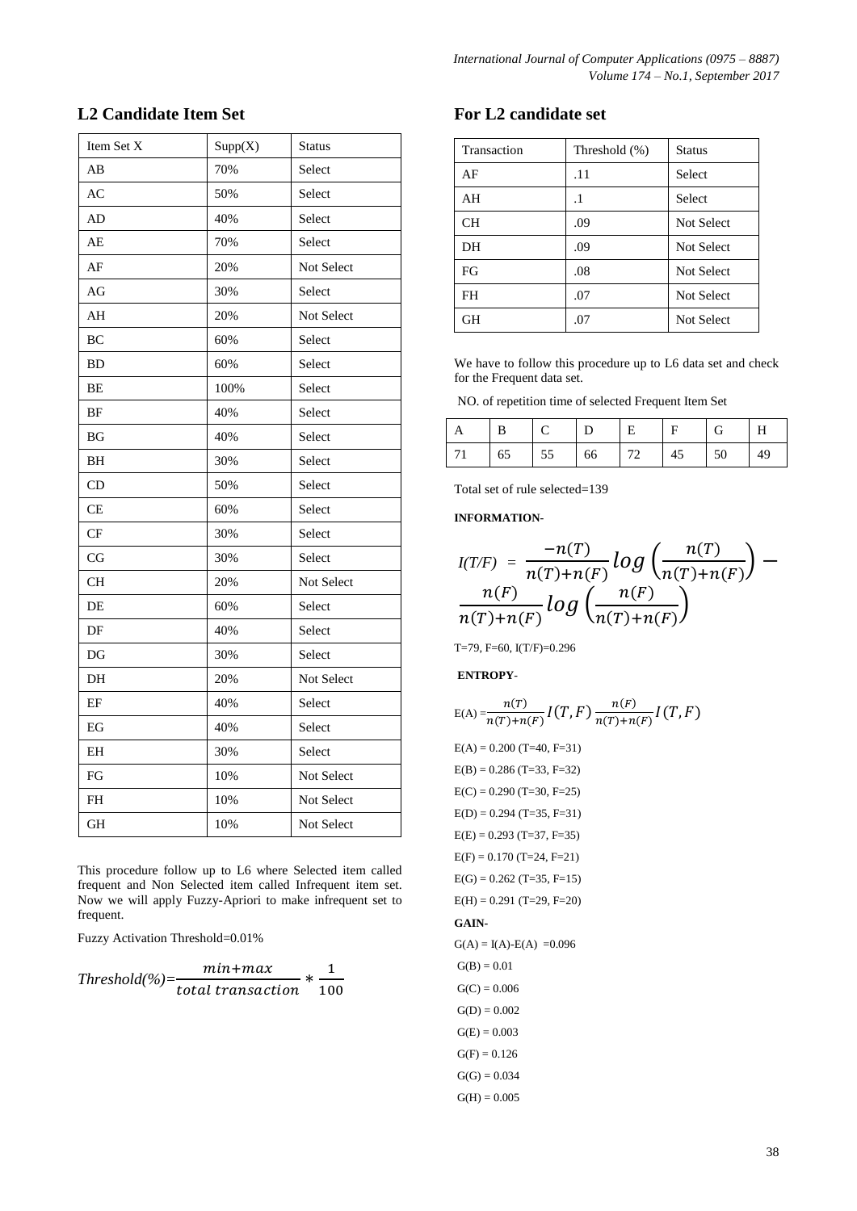## L2 Candidate Item Set

| Item Set X | Supp(X) | Status |
|---|---|---|
| AB | 70% | Select |
| AC | 50% | Select |
| AD | 40% | Select |
| AE | 70% | Select |
| AF | 20% | Not Select |
| AG | 30% | Select |
| AH | 20% | Not Select |
| BC | 60% | Select |
| BD | 60% | Select |
| BE | 100% | Select |
| BF | 40% | Select |
| BG | 40% | Select |
| BH | 30% | Select |
| CD | 50% | Select |
| CE | 60% | Select |
| CF | 30% | Select |
| CG | 30% | Select |
| CH | 20% | Not Select |
| DE | 60% | Select |
| DF | 40% | Select |
| DG | 30% | Select |
| DH | 20% | Not Select |
| EF | 40% | Select |
| EG | 40% | Select |
| EH | 30% | Select |
| FG | 10% | Not Select |
| FH | 10% | Not Select |
| GH | 10% | Not Select |

This procedure follow up to L6 where Selected item called frequent and Non Selected item called Infrequent item set. Now we will apply Fuzzy-Apriori to make infrequent set to frequent.

Fuzzy Activation Threshold=0.01%

$$Threshold(\%)=\frac{min+max}{total\ transaction}*\frac{1}{100}$$

## For L2 candidate set

| Transaction | Threshold (%) | Status |
|---|---|---|
| AF | .11 | Select |
| AH | .1 | Select |
| CH | .09 | Not Select |
| DH | .09 | Not Select |
| FG | .08 | Not Select |
| FH | .07 | Not Select |
| GH | .07 | Not Select |

We have to follow this procedure up to L6 data set and check for the Frequent data set.

NO. of repetition time of selected Frequent Item Set

| A | B | C | D | E | F | G | H |
|---|---|---|---|---|---|---|---|
| 71 | 65 | 55 | 66 | 72 | 45 | 50 | 49 |

Total set of rule selected=139

**INFORMATION-**

$$I(T/F) = \frac{-n(T)}{n(T)+n(F)}log\left(\frac{n(T)}{n(T)+n(F)}\right) - \frac{n(F)}{n(T)+n(F)}log\left(\frac{n(F)}{n(T)+n(F)}\right)$$

T=79, F=60, I(T/F)=0.296

**ENTROPY-**

$$E(A) = \frac{n(T)}{n(T)+n(F)}I(T,F)\,\frac{n(F)}{n(T)+n(F)}I(T,F)$$

E(A) = 0.200 (T=40, F=31)

E(B) = 0.286 (T=33, F=32)

E(C) = 0.290 (T=30, F=25)

E(D) = 0.294 (T=35, F=31)

E(E) = 0.293 (T=37, F=35)

E(F) = 0.170 (T=24, F=21)

E(G) = 0.262 (T=35, F=15)

E(H) = 0.291 (T=29, F=20)

**GAIN-**

G(A) = I(A)-E(A) =0.096

G(B) = 0.01

G(C) = 0.006

G(D) = 0.002

G(E) = 0.003

G(F) = 0.126

G(G) = 0.034

G(H) = 0.005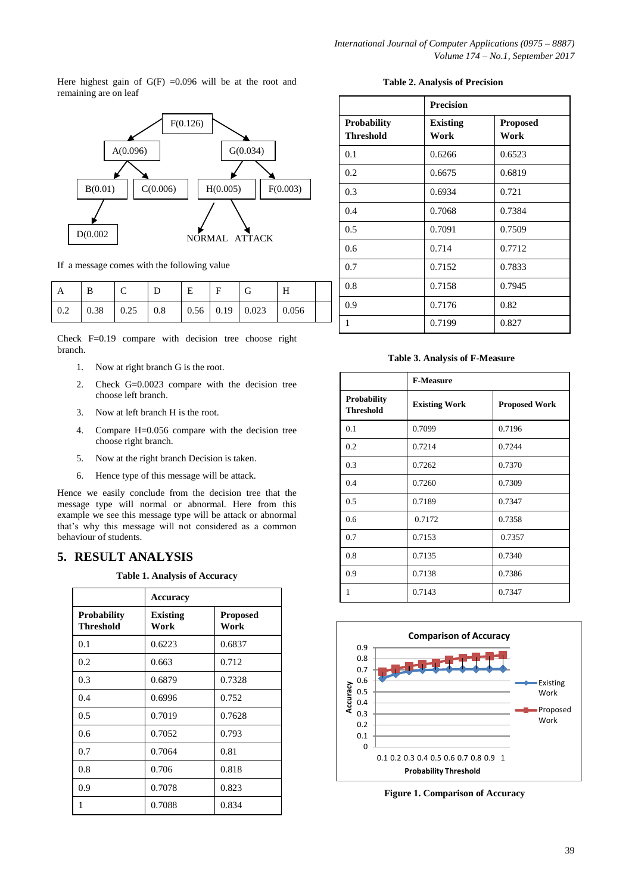Here highest gain of G(F) =0.096 will be at the root and remaining are on leaf

```
                 F(0.126)
               /          \
        A(0.096)          G(0.034)
        /      \          /       \
   B(0.01)   C(0.006)  H(0.005)   F(0.003)
     |                  /     \
  D(0.002            NORMAL  ATTACK
```

If a message comes with the following value

| A | B | C | D | E | F | G | H | |
|---|---|---|---|---|---|---|---|---|
| 0.2 | 0.38 | 0.25 | 0.8 | 0.56 | 0.19 | 0.023 | 0.056 | |

Check F=0.19 compare with decision tree choose right branch.

1. Now at right branch G is the root.
2. Check G=0.0023 compare with the decision tree choose left branch.
3. Now at left branch H is the root.
4. Compare H=0.056 compare with the decision tree choose right branch.
5. Now at the right branch Decision is taken.
6. Hence type of this message will be attack.

Hence we easily conclude from the decision tree that the message type will normal or abnormal. Here from this example we see this message type will be attack or abnormal that's why this message will not considered as a common behaviour of students.

## 5. RESULT ANALYSIS

**Table 1. Analysis of Accuracy**

| | Accuracy | |
|---|---|---|
| **Probability Threshold** | **Existing Work** | **Proposed Work** |
| 0.1 | 0.6223 | 0.6837 |
| 0.2 | 0.663 | 0.712 |
| 0.3 | 0.6879 | 0.7328 |
| 0.4 | 0.6996 | 0.752 |
| 0.5 | 0.7019 | 0.7628 |
| 0.6 | 0.7052 | 0.793 |
| 0.7 | 0.7064 | 0.81 |
| 0.8 | 0.706 | 0.818 |
| 0.9 | 0.7078 | 0.823 |
| 1 | 0.7088 | 0.834 |

**Table 2. Analysis of Precision**

| | Precision | |
|---|---|---|
| **Probability Threshold** | **Existing Work** | **Proposed Work** |
| 0.1 | 0.6266 | 0.6523 |
| 0.2 | 0.6675 | 0.6819 |
| 0.3 | 0.6934 | 0.721 |
| 0.4 | 0.7068 | 0.7384 |
| 0.5 | 0.7091 | 0.7509 |
| 0.6 | 0.714 | 0.7712 |
| 0.7 | 0.7152 | 0.7833 |
| 0.8 | 0.7158 | 0.7945 |
| 0.9 | 0.7176 | 0.82 |
| 1 | 0.7199 | 0.827 |

**Table 3. Analysis of F-Measure**

| | F-Measure | |
|---|---|---|
| **Probability Threshold** | **Existing Work** | **Proposed Work** |
| 0.1 | 0.7099 | 0.7196 |
| 0.2 | 0.7214 | 0.7244 |
| 0.3 | 0.7262 | 0.7370 |
| 0.4 | 0.7260 | 0.7309 |
| 0.5 | 0.7189 | 0.7347 |
| 0.6 | 0.7172 | 0.7358 |
| 0.7 | 0.7153 | 0.7357 |
| 0.8 | 0.7135 | 0.7340 |
| 0.9 | 0.7138 | 0.7386 |
| 1 | 0.7143 | 0.7347 |

**Figure 1. Comparison of Accuracy**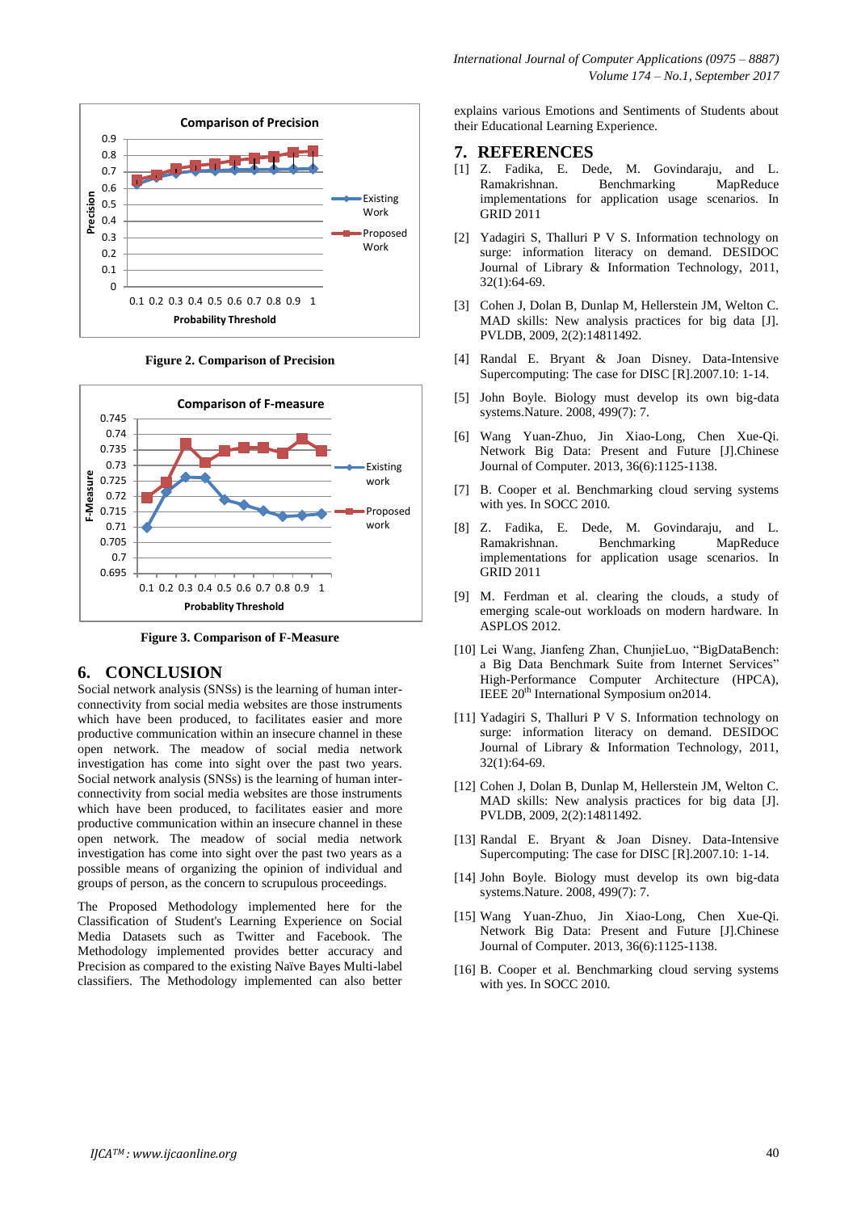Comparison of Precision

Precision

0.9
0.8
0.7
0.6
0.5
0.4
0.3
0.2
0.1
0

0.1 0.2 0.3 0.4 0.5 0.6 0.7 0.8 0.9 1

Probability Threshold

Existing Work

Proposed Work

**Figure 2. Comparison of Precision**

Comparison of F-measure

F-Measure

0.745
0.74
0.735
0.73
0.725
0.72
0.715
0.71
0.705
0.7
0.695

0.1 0.2 0.3 0.4 0.5 0.6 0.7 0.8 0.9 1

Probablity Threshold

Existing work

Proposed work

**Figure 3. Comparison of F-Measure**

## 6. CONCLUSION

Social network analysis (SNSs) is the learning of human inter-connectivity from social media websites are those instruments which have been produced, to facilitates easier and more productive communication within an insecure channel in these open network. The meadow of social media network investigation has come into sight over the past two years. Social network analysis (SNSs) is the learning of human inter-connectivity from social media websites are those instruments which have been produced, to facilitates easier and more productive communication within an insecure channel in these open network. The meadow of social media network investigation has come into sight over the past two years as a possible means of organizing the opinion of individual and groups of person, as the concern to scrupulous proceedings.

The Proposed Methodology implemented here for the Classification of Student's Learning Experience on Social Media Datasets such as Twitter and Facebook. The Methodology implemented provides better accuracy and Precision as compared to the existing Naïve Bayes Multi-label classifiers. The Methodology implemented can also better explains various Emotions and Sentiments of Students about their Educational Learning Experience.

## 7. REFERENCES

[1] Z. Fadika, E. Dede, M. Govindaraju, and L. Ramakrishnan. Benchmarking MapReduce implementations for application usage scenarios. In GRID 2011

[2] Yadagiri S, Thalluri P V S. Information technology on surge: information literacy on demand. DESIDOC Journal of Library & Information Technology, 2011, 32(1):64-69.

[3] Cohen J, Dolan B, Dunlap M, Hellerstein JM, Welton C. MAD skills: New analysis practices for big data [J]. PVLDB, 2009, 2(2):14811492.

[4] Randal E. Bryant & Joan Disney. Data-Intensive Supercomputing: The case for DISC [R].2007.10: 1-14.

[5] John Boyle. Biology must develop its own big-data systems.Nature. 2008, 499(7): 7.

[6] Wang Yuan-Zhuo, Jin Xiao-Long, Chen Xue-Qi. Network Big Data: Present and Future [J].Chinese Journal of Computer. 2013, 36(6):1125-1138.

[7] B. Cooper et al. Benchmarking cloud serving systems with yes. In SOCC 2010.

[8] Z. Fadika, E. Dede, M. Govindaraju, and L. Ramakrishnan. Benchmarking MapReduce implementations for application usage scenarios. In GRID 2011

[9] M. Ferdman et al. clearing the clouds, a study of emerging scale-out workloads on modern hardware. In ASPLOS 2012.

[10] Lei Wang, Jianfeng Zhan, ChunjieLuo, "BigDataBench: a Big Data Benchmark Suite from Internet Services" High-Performance Computer Architecture (HPCA), IEEE 20th International Symposium on2014.

[11] Yadagiri S, Thalluri P V S. Information technology on surge: information literacy on demand. DESIDOC Journal of Library & Information Technology, 2011, 32(1):64-69.

[12] Cohen J, Dolan B, Dunlap M, Hellerstein JM, Welton C. MAD skills: New analysis practices for big data [J]. PVLDB, 2009, 2(2):14811492.

[13] Randal E. Bryant & Joan Disney. Data-Intensive Supercomputing: The case for DISC [R].2007.10: 1-14.

[14] John Boyle. Biology must develop its own big-data systems.Nature. 2008, 499(7): 7.

[15] Wang Yuan-Zhuo, Jin Xiao-Long, Chen Xue-Qi. Network Big Data: Present and Future [J].Chinese Journal of Computer. 2013, 36(6):1125-1138.

[16] B. Cooper et al. Benchmarking cloud serving systems with yes. In SOCC 2010.